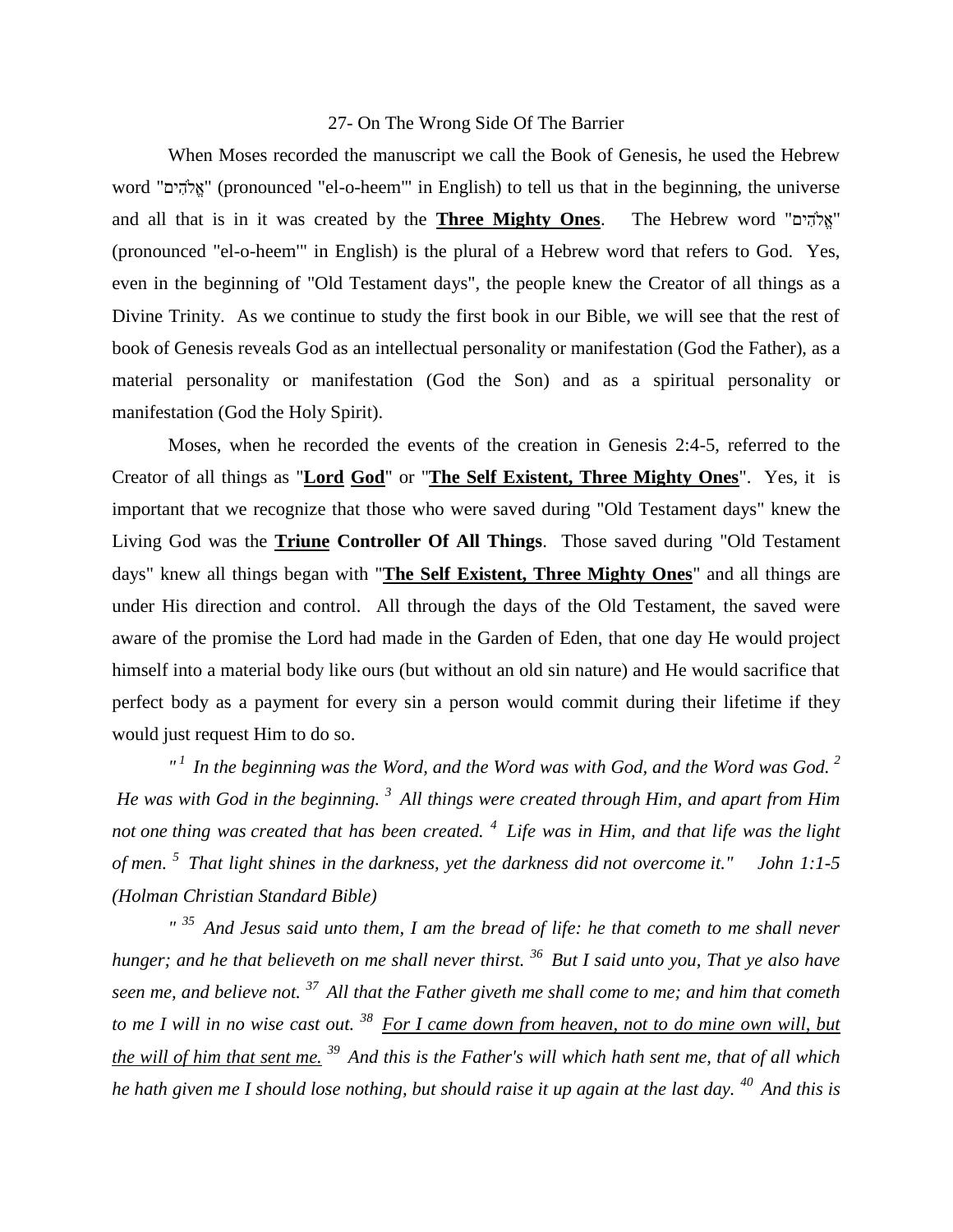# 27- On The Wrong Side Of The Barrier

When Moses recorded the manuscript we call the Book of Genesis, he used the Hebrew word "אֱלֹהִים" (pronounced "el-o-heem'" in English) to tell us that in the beginning, the universe and all that is in it was created by the **<u>Three Mighty Ones</u>**. The Hebrew word "אֱלֹהִים" (pronounced "el-o-heem'" in English) is the plural of a Hebrew word that refers to God. Yes, even in the beginning of "Old Testament days", the people knew the Creator of all things as a Divine Trinity. As we continue to study the first book in our Bible, we will see that the rest of book of Genesis reveals God as an intellectual personality or manifestation (God the Father), as a material personality or manifestation (God the Son) and as a spiritual personality or manifestation (God the Holy Spirit).

Moses, when he recorded the events of the creation in Genesis 2:4-5, referred to the Creator of all things as "**<u>Lord</u> <u>God</u>**" or "**<u>The Self Existent, Three Mighty Ones</u>**". Yes, it is important that we recognize that those who were saved during "Old Testament days" knew the Living God was the **<u>Triune</u> Controller Of All Things**. Those saved during "Old Testament days" knew all things began with "**<u>The Self Existent, Three Mighty Ones</u>**" and all things are under His direction and control. All through the days of the Old Testament, the saved were aware of the promise the Lord had made in the Garden of Eden, that one day He would project himself into a material body like ours (but without an old sin nature) and He would sacrifice that perfect body as a payment for every sin a person would commit during their lifetime if they would just request Him to do so.

*"[1] In the beginning was the Word, and the Word was with God, and the Word was God. [2] He was with God in the beginning. [3] All things were created through Him, and apart from Him not one thing was created that has been created. [4] Life was in Him, and that life was the light of men. [5] That light shines in the darkness, yet the darkness did not overcome it." John 1:1-5 (Holman Christian Standard Bible)*

*" [35] And Jesus said unto them, I am the bread of life: he that cometh to me shall never hunger; and he that believeth on me shall never thirst. [36] But I said unto you, That ye also have seen me, and believe not. [37] All that the Father giveth me shall come to me; and him that cometh to me I will in no wise cast out. [38] <u>For I came down from heaven, not to do mine own will, but the will of him that sent me.</u> [39] And this is the Father's will which hath sent me, that of all which he hath given me I should lose nothing, but should raise it up again at the last day. [40] And this is*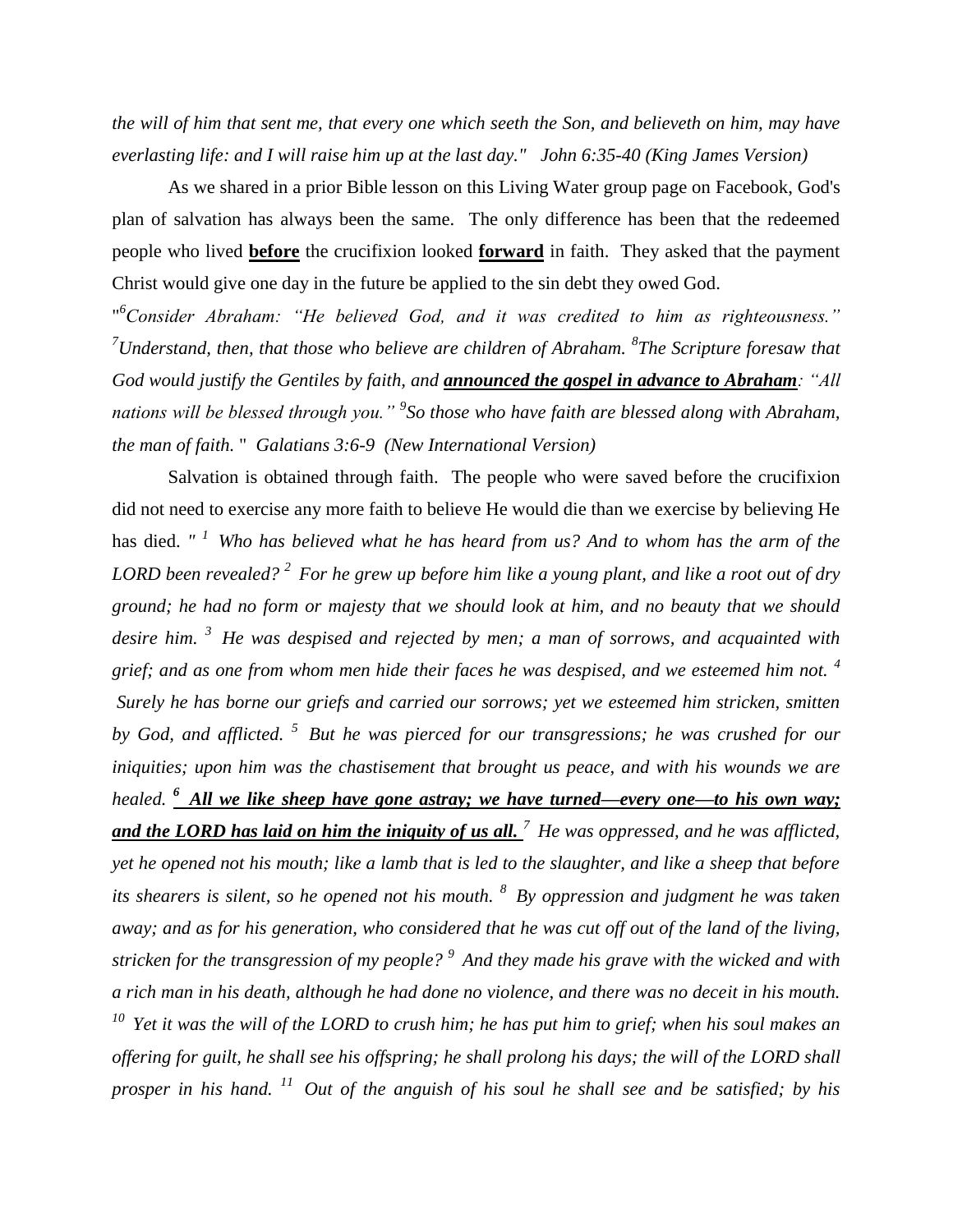*the will of him that sent me, that every one which seeth the Son, and believeth on him, may have everlasting life: and I will raise him up at the last day." John 6:35-40 (King James Version)*

As we shared in a prior Bible lesson on this Living Water group page on Facebook, God's plan of salvation has always been the same. The only difference has been that the redeemed people who lived **before** the crucifixion looked **forward** in faith. They asked that the payment Christ would give one day in the future be applied to the sin debt they owed God.

"[6]*Consider Abraham: "He believed God, and it was credited to him as righteousness."* [7]*Understand, then, that those who believe are children of Abraham.* [8]*The Scripture foresaw that God would justify the Gentiles by faith, and* ***announced the gospel in advance to Abraham****: "All nations will be blessed through you."* [9]*So those who have faith are blessed along with Abraham, the man of faith.*" *Galatians 3:6-9 (New International Version)*

Salvation is obtained through faith. The people who were saved before the crucifixion did not need to exercise any more faith to believe He would die than we exercise by believing He has died. *" [1] Who has believed what he has heard from us? And to whom has the arm of the LORD been revealed? [2] For he grew up before him like a young plant, and like a root out of dry ground; he had no form or majesty that we should look at him, and no beauty that we should desire him. [3] He was despised and rejected by men; a man of sorrows, and acquainted with grief; and as one from whom men hide their faces he was despised, and we esteemed him not. [4] Surely he has borne our griefs and carried our sorrows; yet we esteemed him stricken, smitten by God, and afflicted. [5] But he was pierced for our transgressions; he was crushed for our iniquities; upon him was the chastisement that brought us peace, and with his wounds we are healed.* ***[6] All we like sheep have gone astray; we have turned—every one—to his own way; and the LORD has laid on him the iniquity of us all.*** *[7] He was oppressed, and he was afflicted, yet he opened not his mouth; like a lamb that is led to the slaughter, and like a sheep that before its shearers is silent, so he opened not his mouth. [8] By oppression and judgment he was taken away; and as for his generation, who considered that he was cut off out of the land of the living, stricken for the transgression of my people? [9] And they made his grave with the wicked and with a rich man in his death, although he had done no violence, and there was no deceit in his mouth. [10] Yet it was the will of the LORD to crush him; he has put him to grief; when his soul makes an offering for guilt, he shall see his offspring; he shall prolong his days; the will of the LORD shall prosper in his hand. [11] Out of the anguish of his soul he shall see and be satisfied; by his*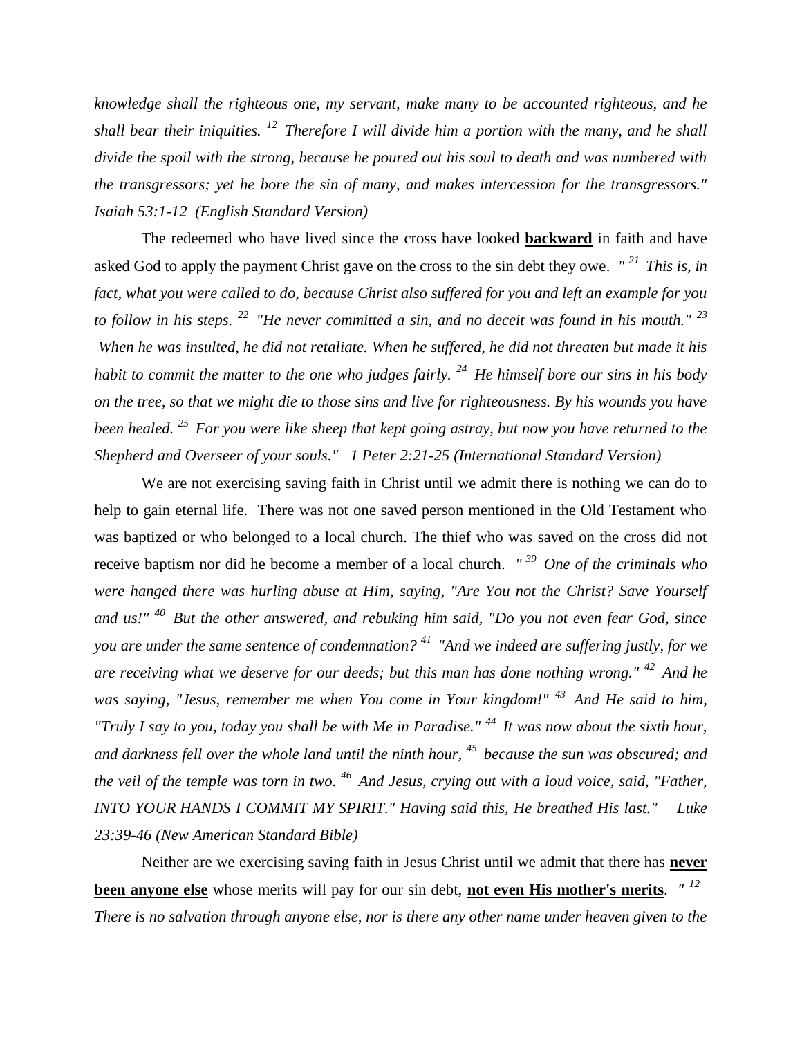*knowledge shall the righteous one, my servant, make many to be accounted righteous, and he shall bear their iniquities. [12] Therefore I will divide him a portion with the many, and he shall divide the spoil with the strong, because he poured out his soul to death and was numbered with the transgressors; yet he bore the sin of many, and makes intercession for the transgressors." Isaiah 53:1-12 (English Standard Version)*

The redeemed who have lived since the cross have looked **backward** in faith and have asked God to apply the payment Christ gave on the cross to the sin debt they owe. *"[21] This is, in fact, what you were called to do, because Christ also suffered for you and left an example for you to follow in his steps. [22] "He never committed a sin, and no deceit was found in his mouth." [23] When he was insulted, he did not retaliate. When he suffered, he did not threaten but made it his habit to commit the matter to the one who judges fairly. [24] He himself bore our sins in his body on the tree, so that we might die to those sins and live for righteousness. By his wounds you have been healed. [25] For you were like sheep that kept going astray, but now you have returned to the Shepherd and Overseer of your souls." 1 Peter 2:21-25 (International Standard Version)*

We are not exercising saving faith in Christ until we admit there is nothing we can do to help to gain eternal life. There was not one saved person mentioned in the Old Testament who was baptized or who belonged to a local church. The thief who was saved on the cross did not receive baptism nor did he become a member of a local church. *"[39] One of the criminals who were hanged there was hurling abuse at Him, saying, "Are You not the Christ? Save Yourself and us!" [40] But the other answered, and rebuking him said, "Do you not even fear God, since you are under the same sentence of condemnation? [41] "And we indeed are suffering justly, for we are receiving what we deserve for our deeds; but this man has done nothing wrong." [42] And he was saying, "Jesus, remember me when You come in Your kingdom!" [43] And He said to him, "Truly I say to you, today you shall be with Me in Paradise." [44] It was now about the sixth hour, and darkness fell over the whole land until the ninth hour, [45] because the sun was obscured; and the veil of the temple was torn in two. [46] And Jesus, crying out with a loud voice, said, "Father, INTO YOUR HANDS I COMMIT MY SPIRIT." Having said this, He breathed His last." Luke 23:39-46 (New American Standard Bible)*

Neither are we exercising saving faith in Jesus Christ until we admit that there has **never been anyone else** whose merits will pay for our sin debt, **not even His mother's merits**. *"[12] There is no salvation through anyone else, nor is there any other name under heaven given to the*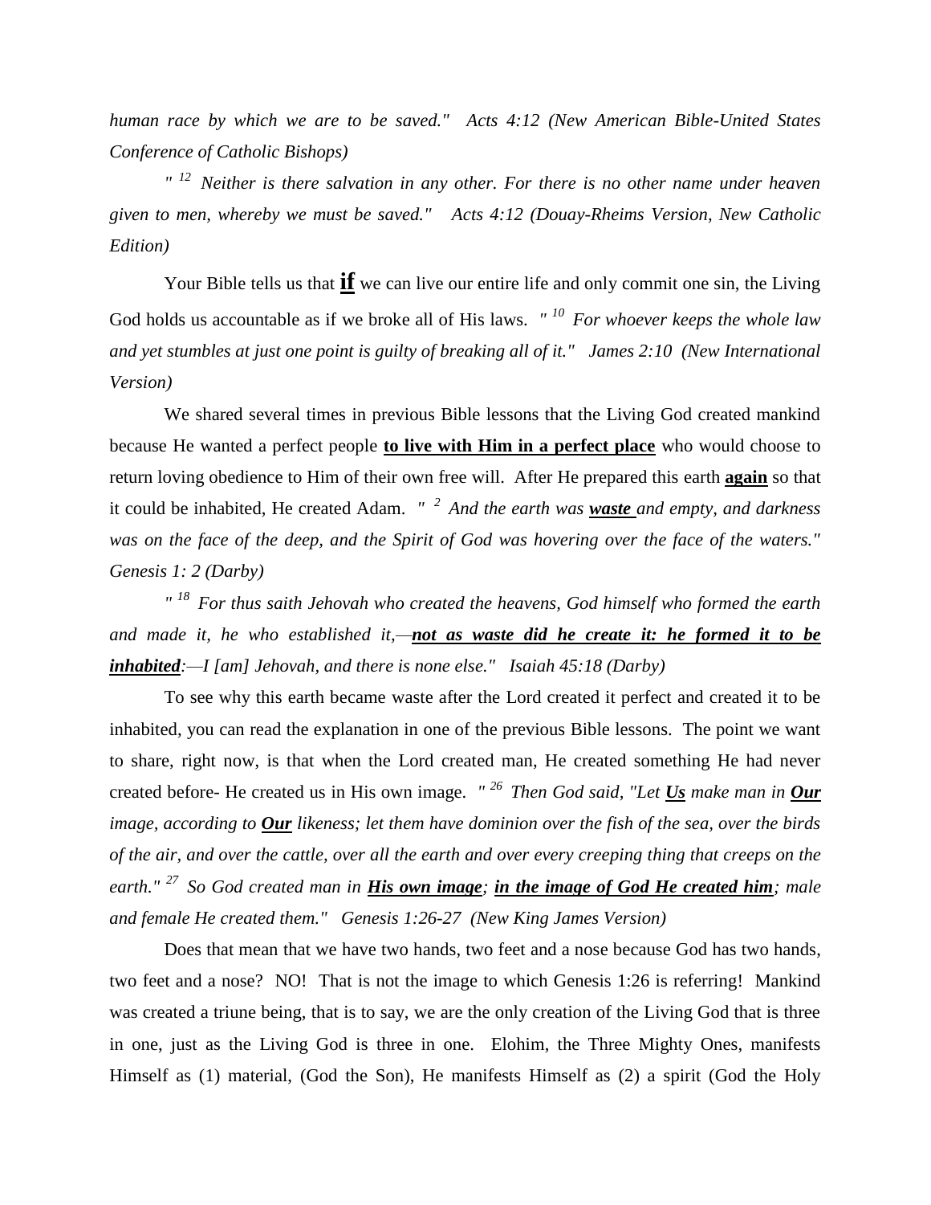*human race by which we are to be saved." Acts 4:12 (New American Bible-United States Conference of Catholic Bishops)*

*" [12] Neither is there salvation in any other. For there is no other name under heaven given to men, whereby we must be saved." Acts 4:12 (Douay-Rheims Version, New Catholic Edition)*

Your Bible tells us that **if** we can live our entire life and only commit one sin, the Living God holds us accountable as if we broke all of His laws. *" [10] For whoever keeps the whole law and yet stumbles at just one point is guilty of breaking all of it." James 2:10 (New International Version)*

We shared several times in previous Bible lessons that the Living God created mankind because He wanted a perfect people **to live with Him in a perfect place** who would choose to return loving obedience to Him of their own free will. After He prepared this earth **again** so that it could be inhabited, He created Adam. *" [2] And the earth was **waste** and empty, and darkness was on the face of the deep, and the Spirit of God was hovering over the face of the waters." Genesis 1: 2 (Darby)*

*" [18] For thus saith Jehovah who created the heavens, God himself who formed the earth and made it, he who established it,—**not as waste did he create it: he formed it to be inhabited**:—I [am] Jehovah, and there is none else." Isaiah 45:18 (Darby)*

To see why this earth became waste after the Lord created it perfect and created it to be inhabited, you can read the explanation in one of the previous Bible lessons. The point we want to share, right now, is that when the Lord created man, He created something He had never created before- He created us in His own image. *" [26] Then God said, "Let **Us** make man in **Our** image, according to **Our** likeness; let them have dominion over the fish of the sea, over the birds of the air, and over the cattle, over all the earth and over every creeping thing that creeps on the earth." [27] So God created man in **His own image**; **in the image of God He created him**; male and female He created them." Genesis 1:26-27 (New King James Version)*

Does that mean that we have two hands, two feet and a nose because God has two hands, two feet and a nose? NO! That is not the image to which Genesis 1:26 is referring! Mankind was created a triune being, that is to say, we are the only creation of the Living God that is three in one, just as the Living God is three in one. Elohim, the Three Mighty Ones, manifests Himself as (1) material, (God the Son), He manifests Himself as (2) a spirit (God the Holy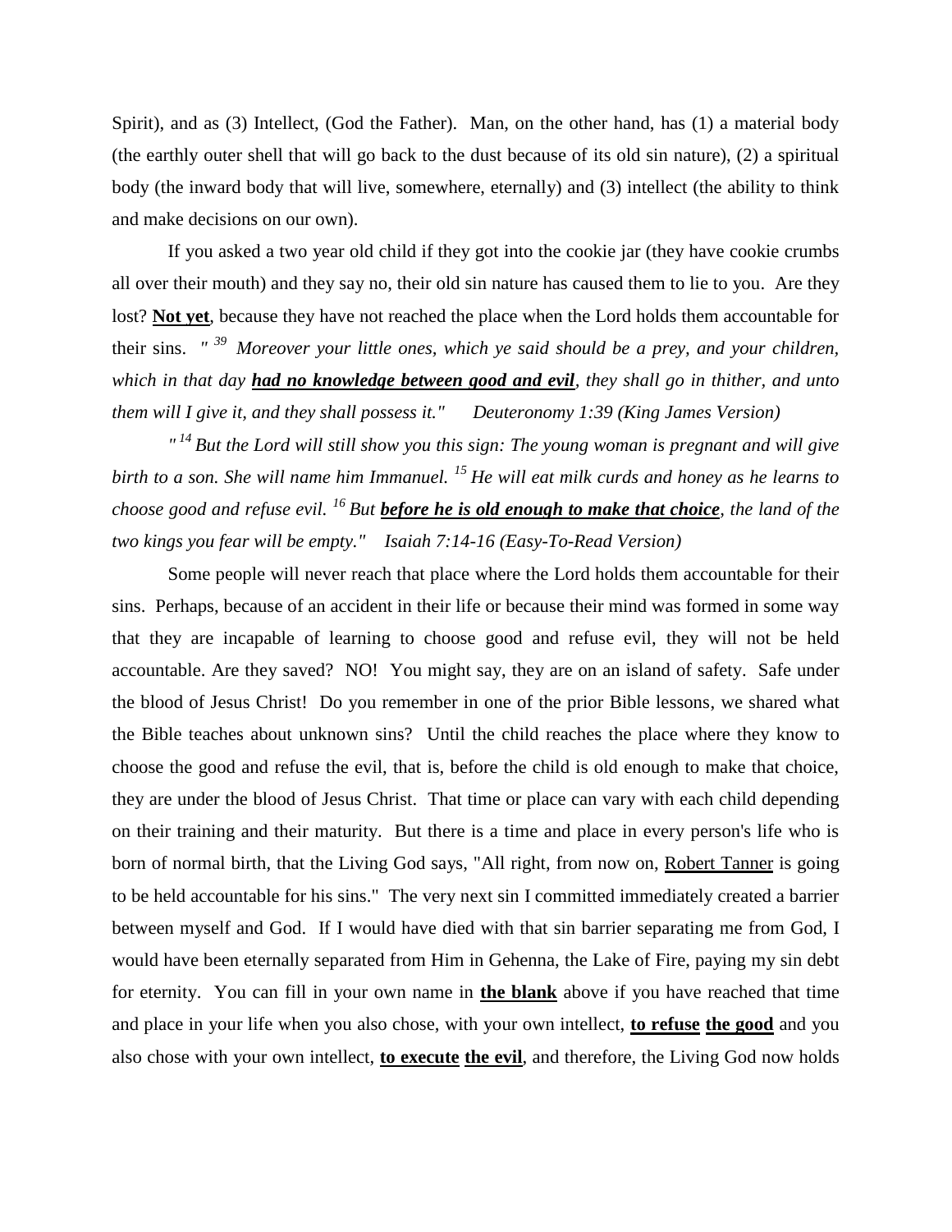Spirit), and as (3) Intellect, (God the Father). Man, on the other hand, has (1) a material body (the earthly outer shell that will go back to the dust because of its old sin nature), (2) a spiritual body (the inward body that will live, somewhere, eternally) and (3) intellect (the ability to think and make decisions on our own).

If you asked a two year old child if they got into the cookie jar (they have cookie crumbs all over their mouth) and they say no, their old sin nature has caused them to lie to you. Are they lost? **<u>Not yet</u>**, because they have not reached the place when the Lord holds them accountable for their sins. *" [39] Moreover your little ones, which ye said should be a prey, and your children, which in that day **<u>had no knowledge between good and evil</u>**, they shall go in thither, and unto them will I give it, and they shall possess it."      Deuteronomy 1:39 (King James Version)*

*" [14] But the Lord will still show you this sign: The young woman is pregnant and will give birth to a son. She will name him Immanuel. [15] He will eat milk curds and honey as he learns to choose good and refuse evil. [16] But **<u>before he is old enough to make that choice</u>**, the land of the two kings you fear will be empty."    Isaiah 7:14-16 (Easy-To-Read Version)*

Some people will never reach that place where the Lord holds them accountable for their sins. Perhaps, because of an accident in their life or because their mind was formed in some way that they are incapable of learning to choose good and refuse evil, they will not be held accountable. Are they saved? NO! You might say, they are on an island of safety. Safe under the blood of Jesus Christ! Do you remember in one of the prior Bible lessons, we shared what the Bible teaches about unknown sins? Until the child reaches the place where they know to choose the good and refuse the evil, that is, before the child is old enough to make that choice, they are under the blood of Jesus Christ. That time or place can vary with each child depending on their training and their maturity. But there is a time and place in every person's life who is born of normal birth, that the Living God says, "All right, from now on, <u>Robert Tanner</u> is going to be held accountable for his sins." The very next sin I committed immediately created a barrier between myself and God. If I would have died with that sin barrier separating me from God, I would have been eternally separated from Him in Gehenna, the Lake of Fire, paying my sin debt for eternity. You can fill in your own name in **<u>the blank</u>** above if you have reached that time and place in your life when you also chose, with your own intellect, **<u>to refuse</u>** **<u>the good</u>** and you also chose with your own intellect, **<u>to execute</u>** **<u>the evil</u>**, and therefore, the Living God now holds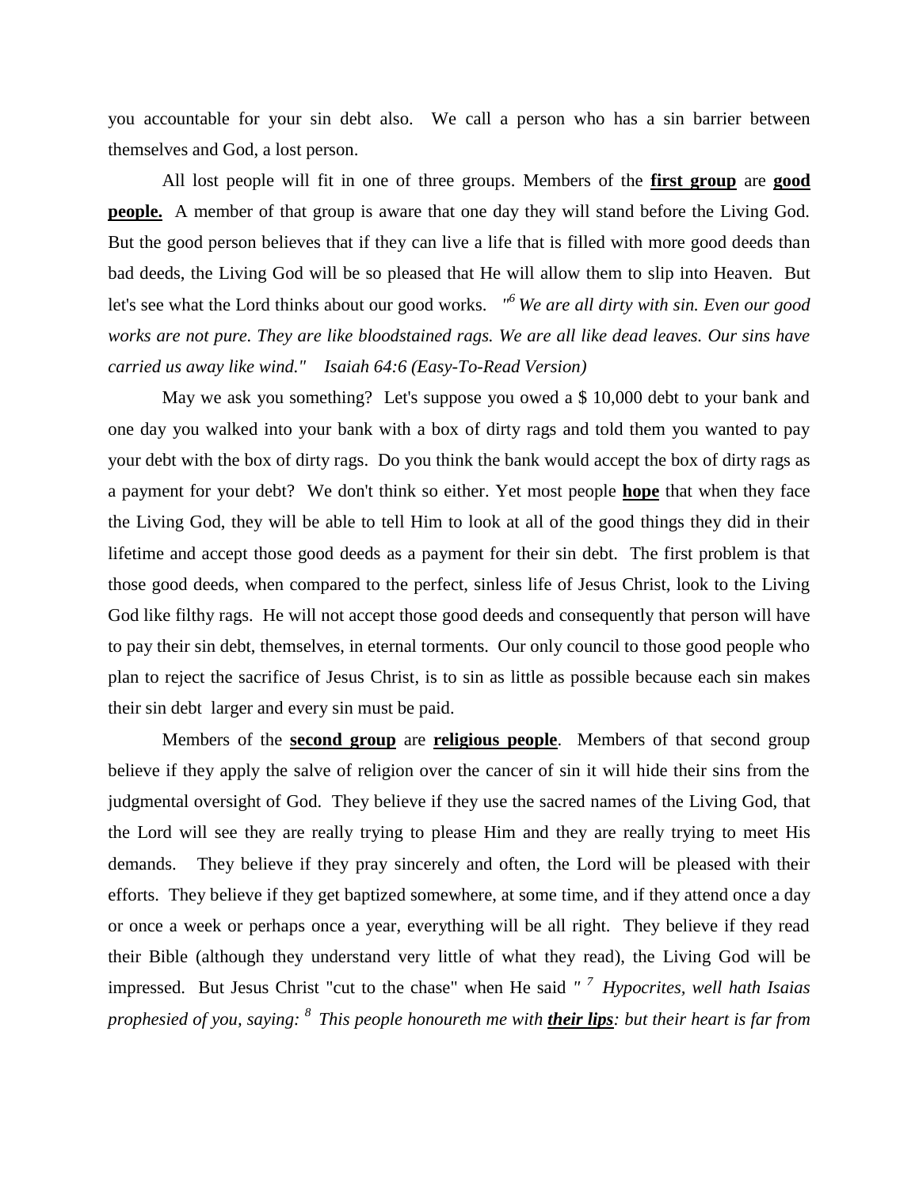you accountable for your sin debt also. We call a person who has a sin barrier between themselves and God, a lost person.

All lost people will fit in one of three groups. Members of the **first group** are **good people.** A member of that group is aware that one day they will stand before the Living God. But the good person believes that if they can live a life that is filled with more good deeds than bad deeds, the Living God will be so pleased that He will allow them to slip into Heaven. But let's see what the Lord thinks about our good works. *"[6] We are all dirty with sin. Even our good works are not pure. They are like bloodstained rags. We are all like dead leaves. Our sins have carried us away like wind." Isaiah 64:6 (Easy-To-Read Version)*

May we ask you something? Let's suppose you owed a $ 10,000 debt to your bank and one day you walked into your bank with a box of dirty rags and told them you wanted to pay your debt with the box of dirty rags. Do you think the bank would accept the box of dirty rags as a payment for your debt? We don't think so either. Yet most people **hope** that when they face the Living God, they will be able to tell Him to look at all of the good things they did in their lifetime and accept those good deeds as a payment for their sin debt. The first problem is that those good deeds, when compared to the perfect, sinless life of Jesus Christ, look to the Living God like filthy rags. He will not accept those good deeds and consequently that person will have to pay their sin debt, themselves, in eternal torments. Our only council to those good people who plan to reject the sacrifice of Jesus Christ, is to sin as little as possible because each sin makes their sin debt larger and every sin must be paid.

Members of the **second group** are **religious people**. Members of that second group believe if they apply the salve of religion over the cancer of sin it will hide their sins from the judgmental oversight of God. They believe if they use the sacred names of the Living God, that the Lord will see they are really trying to please Him and they are really trying to meet His demands. They believe if they pray sincerely and often, the Lord will be pleased with their efforts. They believe if they get baptized somewhere, at some time, and if they attend once a day or once a week or perhaps once a year, everything will be all right. They believe if they read their Bible (although they understand very little of what they read), the Living God will be impressed. But Jesus Christ "cut to the chase" when He said *" [7] Hypocrites, well hath Isaias prophesied of you, saying: [8] This people honoureth me with **their lips**: but their heart is far from*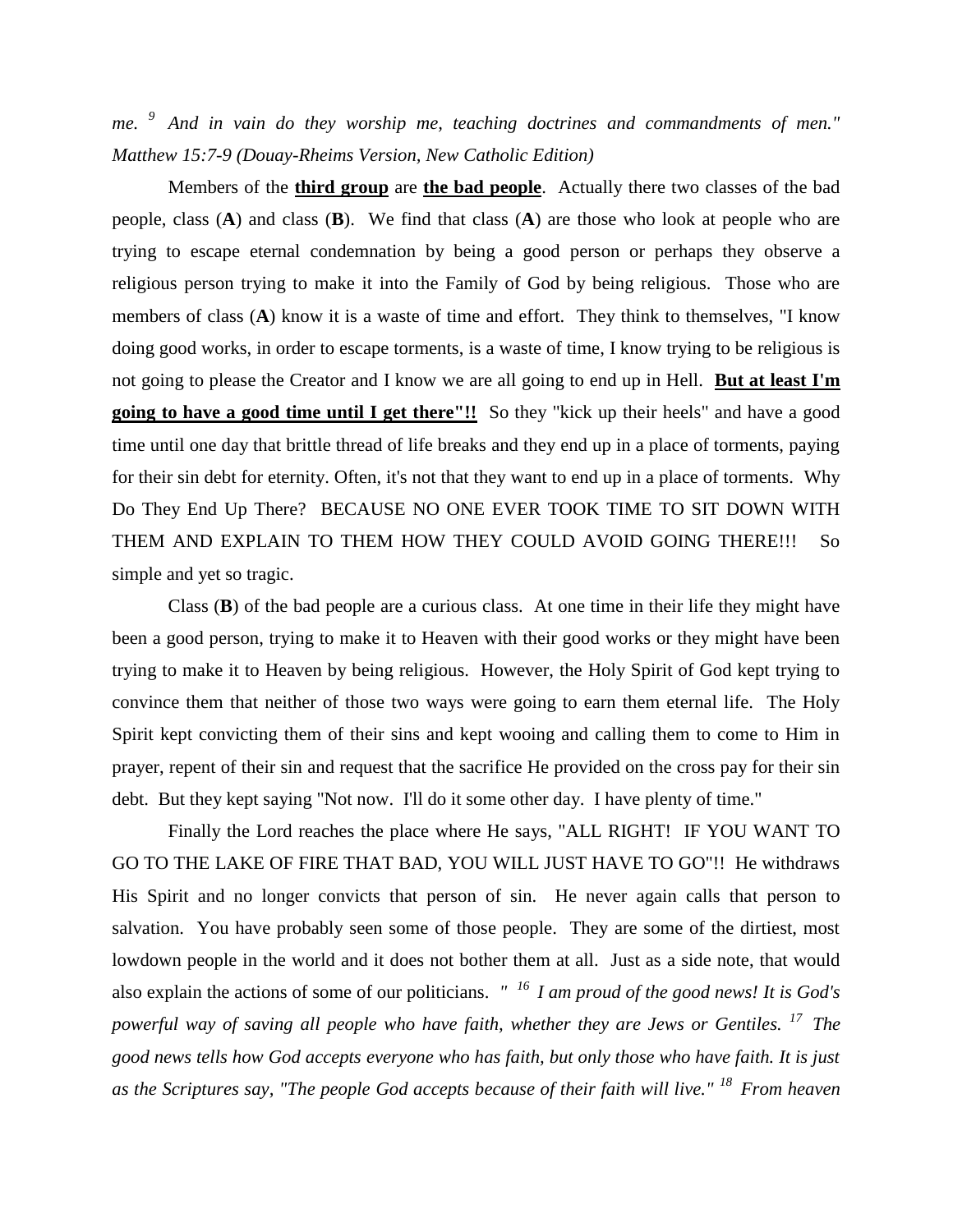*me. [9] And in vain do they worship me, teaching doctrines and commandments of men." Matthew 15:7-9 (Douay-Rheims Version, New Catholic Edition)*

Members of the **third group** are **the bad people**. Actually there two classes of the bad people, class (**A**) and class (**B**). We find that class (**A**) are those who look at people who are trying to escape eternal condemnation by being a good person or perhaps they observe a religious person trying to make it into the Family of God by being religious. Those who are members of class (**A**) know it is a waste of time and effort. They think to themselves, "I know doing good works, in order to escape torments, is a waste of time, I know trying to be religious is not going to please the Creator and I know we are all going to end up in Hell. **But at least I'm going to have a good time until I get there"!!** So they "kick up their heels" and have a good time until one day that brittle thread of life breaks and they end up in a place of torments, paying for their sin debt for eternity. Often, it's not that they want to end up in a place of torments. Why Do They End Up There? BECAUSE NO ONE EVER TOOK TIME TO SIT DOWN WITH THEM AND EXPLAIN TO THEM HOW THEY COULD AVOID GOING THERE!!! So simple and yet so tragic.

Class (**B**) of the bad people are a curious class. At one time in their life they might have been a good person, trying to make it to Heaven with their good works or they might have been trying to make it to Heaven by being religious. However, the Holy Spirit of God kept trying to convince them that neither of those two ways were going to earn them eternal life. The Holy Spirit kept convicting them of their sins and kept wooing and calling them to come to Him in prayer, repent of their sin and request that the sacrifice He provided on the cross pay for their sin debt. But they kept saying "Not now. I'll do it some other day. I have plenty of time."

Finally the Lord reaches the place where He says, "ALL RIGHT! IF YOU WANT TO GO TO THE LAKE OF FIRE THAT BAD, YOU WILL JUST HAVE TO GO"!! He withdraws His Spirit and no longer convicts that person of sin. He never again calls that person to salvation. You have probably seen some of those people. They are some of the dirtiest, most lowdown people in the world and it does not bother them at all. Just as a side note, that would also explain the actions of some of our politicians. *" [16] I am proud of the good news! It is God's powerful way of saving all people who have faith, whether they are Jews or Gentiles. [17] The good news tells how God accepts everyone who has faith, but only those who have faith. It is just as the Scriptures say, "The people God accepts because of their faith will live." [18] From heaven*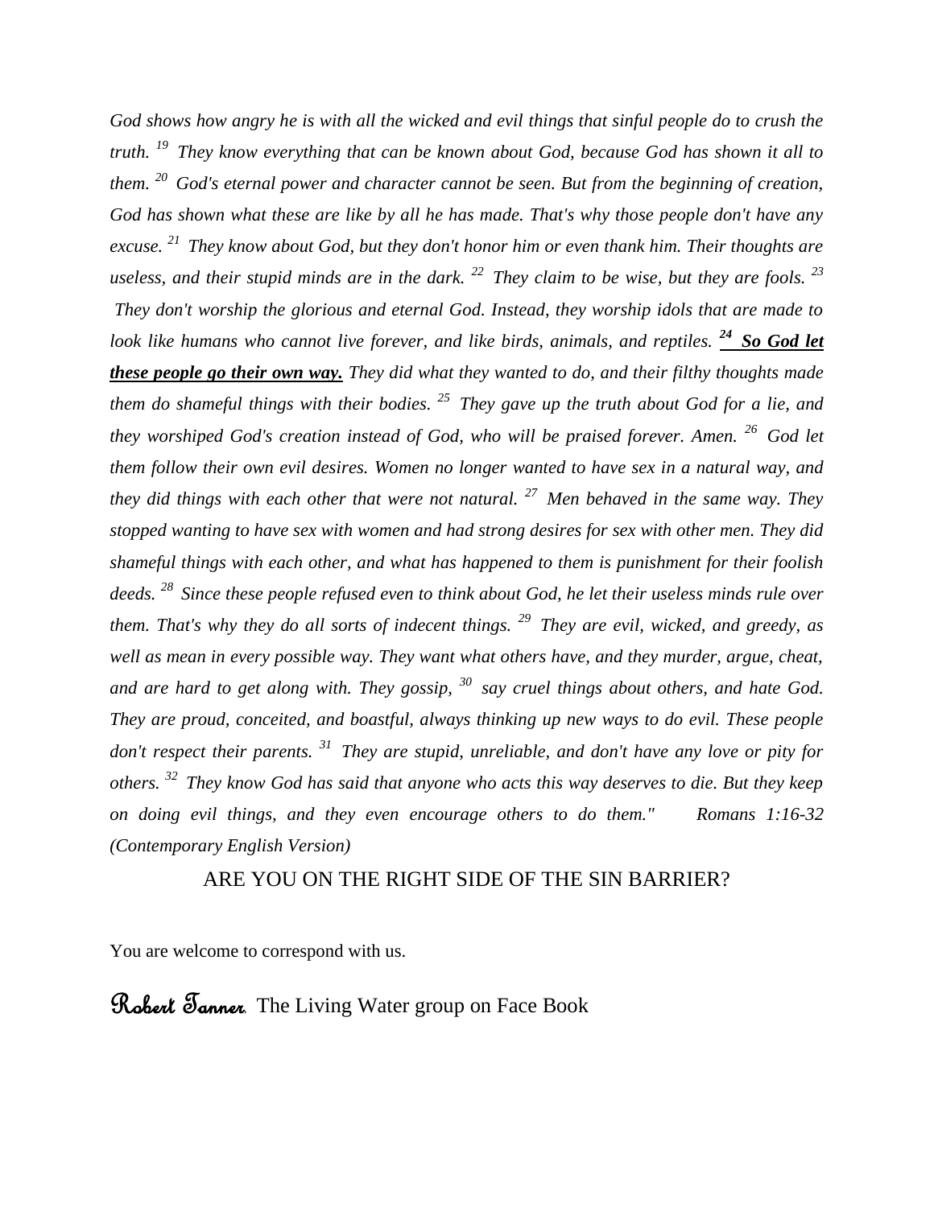*God shows how angry he is with all the wicked and evil things that sinful people do to crush the truth. [19] They know everything that can be known about God, because God has shown it all to them. [20] God's eternal power and character cannot be seen. But from the beginning of creation, God has shown what these are like by all he has made. That's why those people don't have any excuse. [21] They know about God, but they don't honor him or even thank him. Their thoughts are useless, and their stupid minds are in the dark. [22] They claim to be wise, but they are fools. [23] They don't worship the glorious and eternal God. Instead, they worship idols that are made to look like humans who cannot live forever, and like birds, animals, and reptiles.* ***[24] So God let these people go their own way.*** *They did what they wanted to do, and their filthy thoughts made them do shameful things with their bodies. [25] They gave up the truth about God for a lie, and they worshiped God's creation instead of God, who will be praised forever. Amen. [26] God let them follow their own evil desires. Women no longer wanted to have sex in a natural way, and they did things with each other that were not natural. [27] Men behaved in the same way. They stopped wanting to have sex with women and had strong desires for sex with other men. They did shameful things with each other, and what has happened to them is punishment for their foolish deeds. [28] Since these people refused even to think about God, he let their useless minds rule over them. That's why they do all sorts of indecent things. [29] They are evil, wicked, and greedy, as well as mean in every possible way. They want what others have, and they murder, argue, cheat, and are hard to get along with. They gossip, [30] say cruel things about others, and hate God. They are proud, conceited, and boastful, always thinking up new ways to do evil. These people don't respect their parents. [31] They are stupid, unreliable, and don't have any love or pity for others. [32] They know God has said that anyone who acts this way deserves to die. But they keep on doing evil things, and they even encourage others to do them." Romans 1:16-32 (Contemporary English Version)*

ARE YOU ON THE RIGHT SIDE OF THE SIN BARRIER?

You are welcome to correspond with us.

Robert Tanner. The Living Water group on Face Book